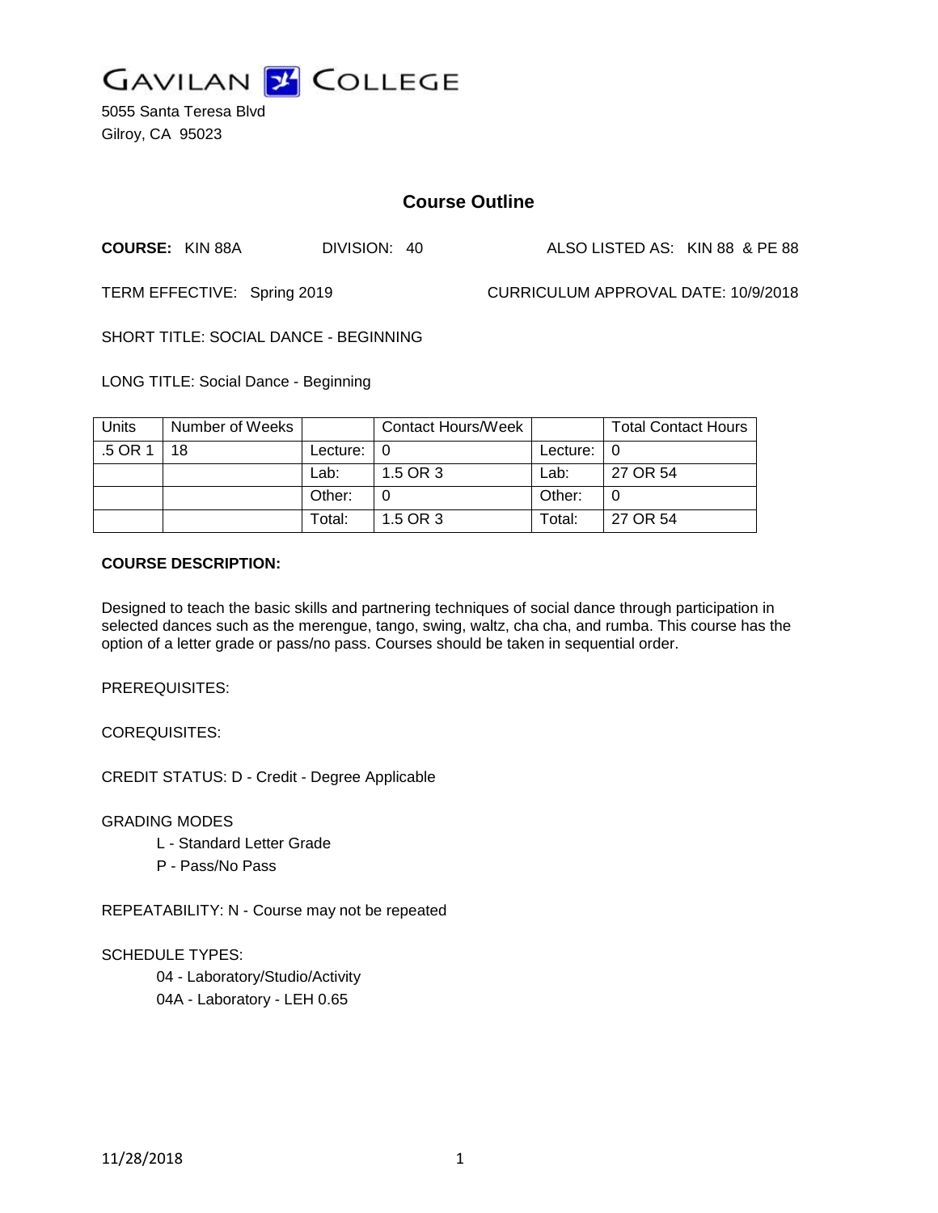# GAVILAN COLLEGE

5055 Santa Teresa Blvd
Gilroy, CA 95023

## Course Outline

**COURSE:** KIN 88A DIVISION: 40 ALSO LISTED AS: KIN 88 & PE 88

TERM EFFECTIVE: Spring 2019 CURRICULUM APPROVAL DATE: 10/9/2018

SHORT TITLE: SOCIAL DANCE - BEGINNING

LONG TITLE: Social Dance - Beginning

| Units | Number of Weeks | | Contact Hours/Week | | Total Contact Hours |
|---|---|---|---|---|---|
| .5 OR 1 | 18 | Lecture: | 0 | Lecture: | 0 |
| | | Lab: | 1.5 OR 3 | Lab: | 27 OR 54 |
| | | Other: | 0 | Other: | 0 |
| | | Total: | 1.5 OR 3 | Total: | 27 OR 54 |

**COURSE DESCRIPTION:**

Designed to teach the basic skills and partnering techniques of social dance through participation in selected dances such as the merengue, tango, swing, waltz, cha cha, and rumba. This course has the option of a letter grade or pass/no pass. Courses should be taken in sequential order.

PREREQUISITES:

COREQUISITES:

CREDIT STATUS: D - Credit - Degree Applicable

GRADING MODES

- L - Standard Letter Grade
- P - Pass/No Pass

REPEATABILITY: N - Course may not be repeated

SCHEDULE TYPES:

- 04 - Laboratory/Studio/Activity
- 04A - Laboratory - LEH 0.65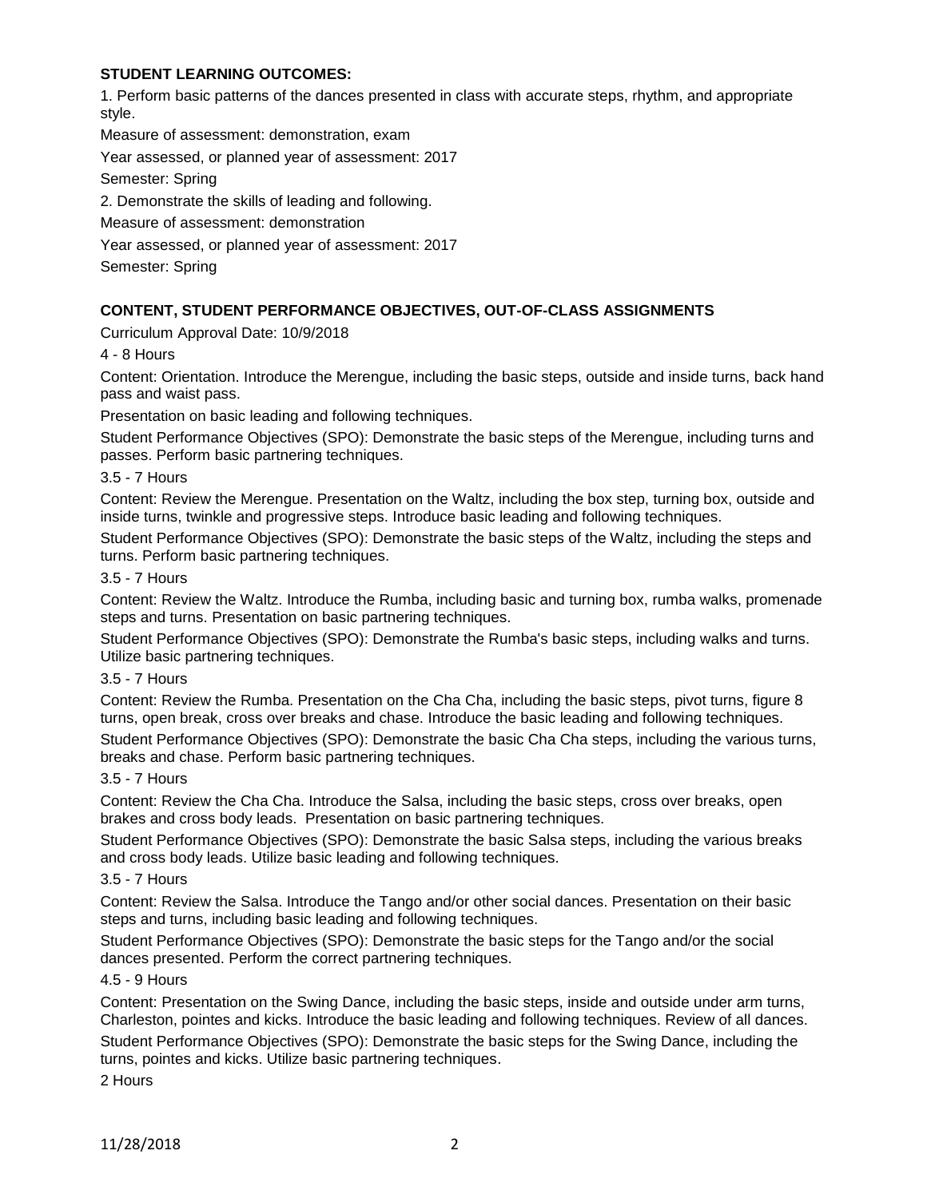**STUDENT LEARNING OUTCOMES:**

1. Perform basic patterns of the dances presented in class with accurate steps, rhythm, and appropriate style.

Measure of assessment: demonstration, exam

Year assessed, or planned year of assessment: 2017

Semester: Spring

2. Demonstrate the skills of leading and following.

Measure of assessment: demonstration

Year assessed, or planned year of assessment: 2017

Semester: Spring

**CONTENT, STUDENT PERFORMANCE OBJECTIVES, OUT-OF-CLASS ASSIGNMENTS**

Curriculum Approval Date: 10/9/2018

4 - 8 Hours

Content: Orientation. Introduce the Merengue, including the basic steps, outside and inside turns, back hand pass and waist pass.

Presentation on basic leading and following techniques.

Student Performance Objectives (SPO): Demonstrate the basic steps of the Merengue, including turns and passes. Perform basic partnering techniques.

3.5 - 7 Hours

Content: Review the Merengue. Presentation on the Waltz, including the box step, turning box, outside and inside turns, twinkle and progressive steps. Introduce basic leading and following techniques.

Student Performance Objectives (SPO): Demonstrate the basic steps of the Waltz, including the steps and turns. Perform basic partnering techniques.

3.5 - 7 Hours

Content: Review the Waltz. Introduce the Rumba, including basic and turning box, rumba walks, promenade steps and turns. Presentation on basic partnering techniques.

Student Performance Objectives (SPO): Demonstrate the Rumba's basic steps, including walks and turns. Utilize basic partnering techniques.

3.5 - 7 Hours

Content: Review the Rumba. Presentation on the Cha Cha, including the basic steps, pivot turns, figure 8 turns, open break, cross over breaks and chase. Introduce the basic leading and following techniques.

Student Performance Objectives (SPO): Demonstrate the basic Cha Cha steps, including the various turns, breaks and chase. Perform basic partnering techniques.

3.5 - 7 Hours

Content: Review the Cha Cha. Introduce the Salsa, including the basic steps, cross over breaks, open brakes and cross body leads. Presentation on basic partnering techniques.

Student Performance Objectives (SPO): Demonstrate the basic Salsa steps, including the various breaks and cross body leads. Utilize basic leading and following techniques.

3.5 - 7 Hours

Content: Review the Salsa. Introduce the Tango and/or other social dances. Presentation on their basic steps and turns, including basic leading and following techniques.

Student Performance Objectives (SPO): Demonstrate the basic steps for the Tango and/or the social dances presented. Perform the correct partnering techniques.

4.5 - 9 Hours

Content: Presentation on the Swing Dance, including the basic steps, inside and outside under arm turns, Charleston, pointes and kicks. Introduce the basic leading and following techniques. Review of all dances.

Student Performance Objectives (SPO): Demonstrate the basic steps for the Swing Dance, including the turns, pointes and kicks. Utilize basic partnering techniques.

2 Hours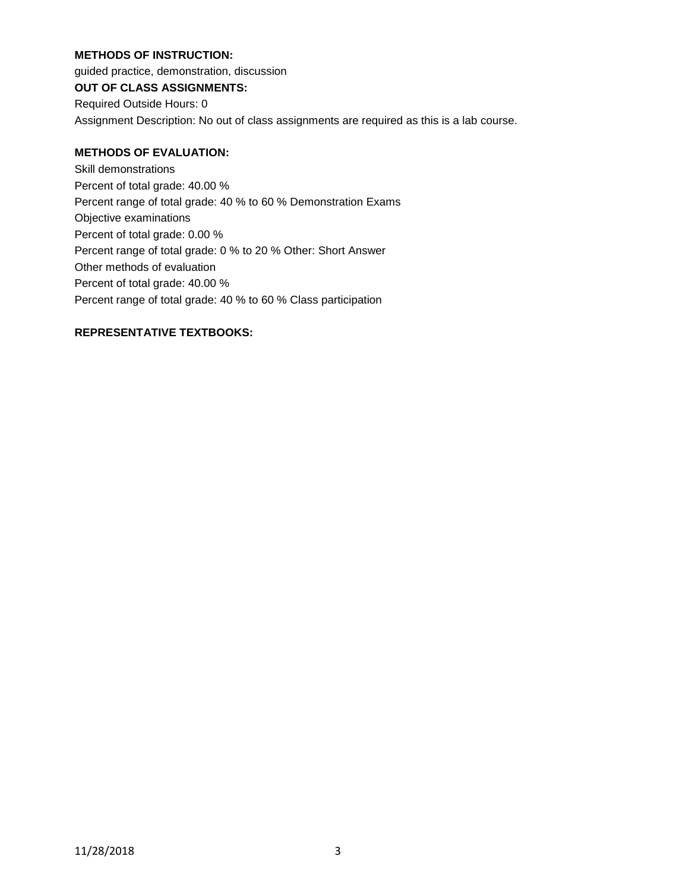**METHODS OF INSTRUCTION:**

guided practice, demonstration, discussion

**OUT OF CLASS ASSIGNMENTS:**

Required Outside Hours: 0

Assignment Description: No out of class assignments are required as this is a lab course.

**METHODS OF EVALUATION:**

Skill demonstrations

Percent of total grade: 40.00 %

Percent range of total grade: 40 % to 60 % Demonstration Exams

Objective examinations

Percent of total grade: 0.00 %

Percent range of total grade: 0 % to 20 % Other: Short Answer

Other methods of evaluation

Percent of total grade: 40.00 %

Percent range of total grade: 40 % to 60 % Class participation

**REPRESENTATIVE TEXTBOOKS:**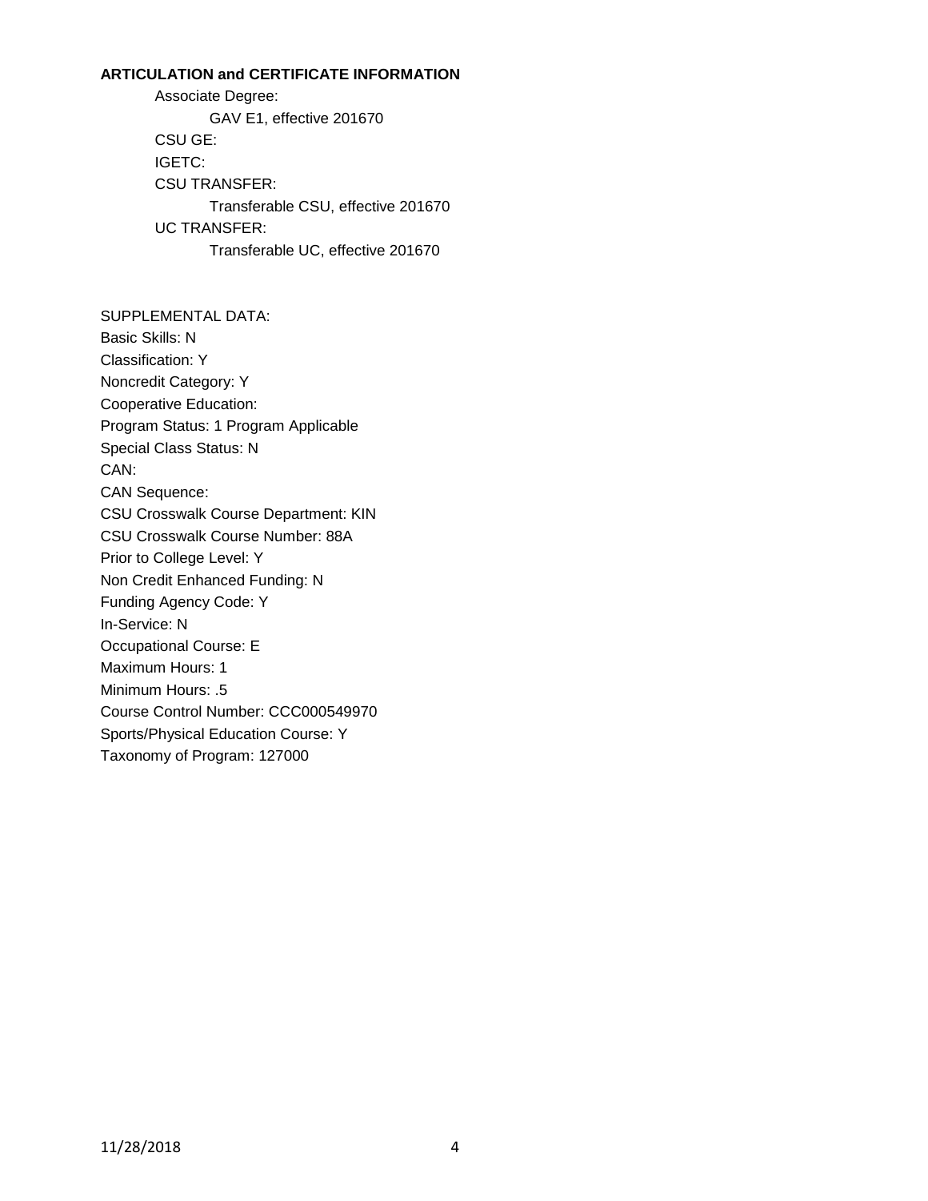**ARTICULATION and CERTIFICATE INFORMATION**

Associate Degree:

GAV E1, effective 201670

CSU GE:

IGETC:

CSU TRANSFER:

Transferable CSU, effective 201670

UC TRANSFER:

Transferable UC, effective 201670

SUPPLEMENTAL DATA:

Basic Skills: N

Classification: Y

Noncredit Category: Y

Cooperative Education:

Program Status: 1 Program Applicable

Special Class Status: N

CAN:

CAN Sequence:

CSU Crosswalk Course Department: KIN

CSU Crosswalk Course Number: 88A

Prior to College Level: Y

Non Credit Enhanced Funding: N

Funding Agency Code: Y

In-Service: N

Occupational Course: E

Maximum Hours: 1

Minimum Hours: .5

Course Control Number: CCC000549970

Sports/Physical Education Course: Y

Taxonomy of Program: 127000